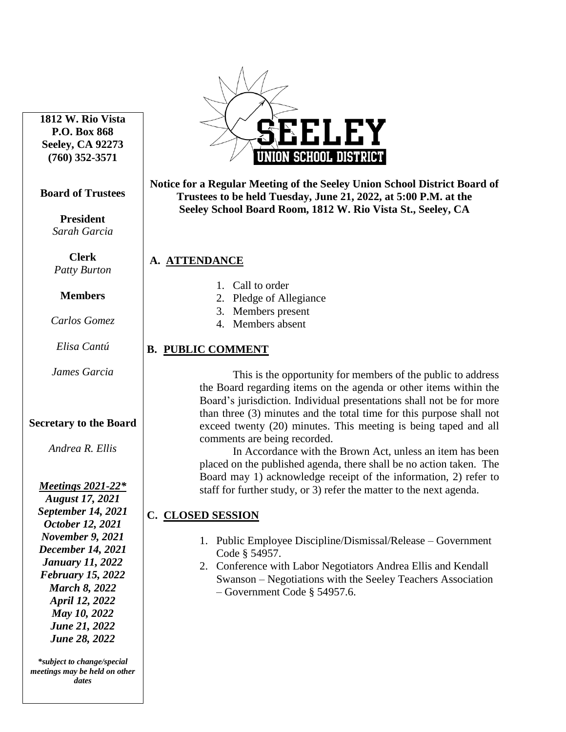**1812 W. Rio Vista**
**P.O. Box 868**
**Seeley, CA 92273**
**(760) 352-3571**

**Board of Trustees**

**President**
*Sarah Garcia*

**Clerk**
*Patty Burton*

**Members**

*Carlos Gomez*

*Elisa Cantú*

*James Garcia*

**Secretary to the Board**

*Andrea R. Ellis*

***Meetings 2021-22****
***August 17, 2021***
***September 14, 2021***
***October 12, 2021***
***November 9, 2021***
***December 14, 2021***
***January 11, 2022***
***February 15, 2022***
***March 8, 2022***
***April 12, 2022***
***May 10, 2022***
***June 21, 2022***
***June 28, 2022***

****subject to change/special meetings may be held on other dates***

SEELEY UNION SCHOOL DISTRICT

**Notice for a Regular Meeting of the Seeley Union School District Board of Trustees to be held Tuesday, June 21, 2022, at 5:00 P.M. at the Seeley School Board Room, 1812 W. Rio Vista St., Seeley, CA**

## A. ATTENDANCE

1. Call to order
2. Pledge of Allegiance
3. Members present
4. Members absent

## B. PUBLIC COMMENT

This is the opportunity for members of the public to address the Board regarding items on the agenda or other items within the Board's jurisdiction. Individual presentations shall not be for more than three (3) minutes and the total time for this purpose shall not exceed twenty (20) minutes. This meeting is being taped and all comments are being recorded.

In Accordance with the Brown Act, unless an item has been placed on the published agenda, there shall be no action taken. The Board may 1) acknowledge receipt of the information, 2) refer to staff for further study, or 3) refer the matter to the next agenda.

## C. CLOSED SESSION

1. Public Employee Discipline/Dismissal/Release – Government Code § 54957.
2. Conference with Labor Negotiators Andrea Ellis and Kendall Swanson – Negotiations with the Seeley Teachers Association – Government Code § 54957.6.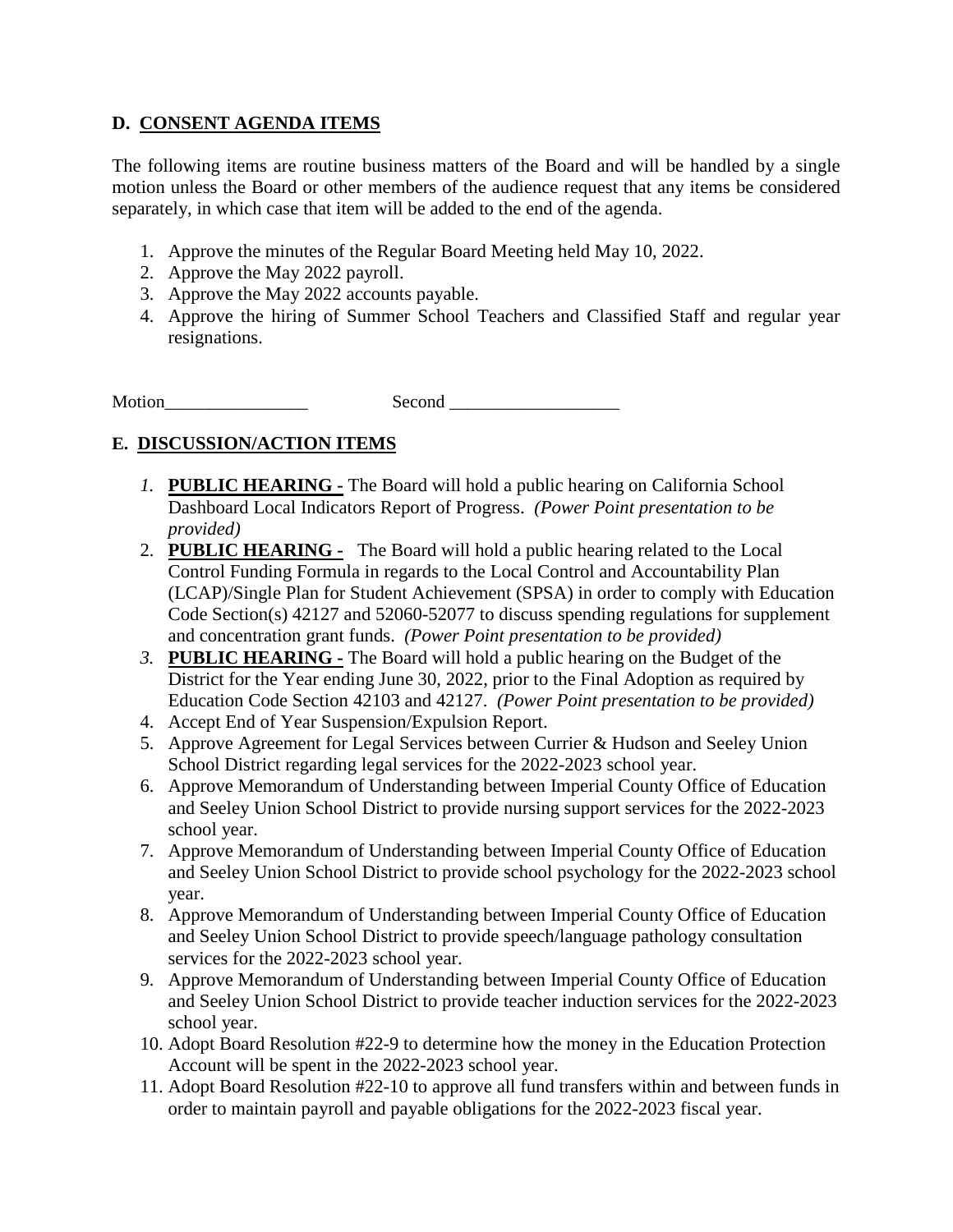## D. CONSENT AGENDA ITEMS

The following items are routine business matters of the Board and will be handled by a single motion unless the Board or other members of the audience request that any items be considered separately, in which case that item will be added to the end of the agenda.

1. Approve the minutes of the Regular Board Meeting held May 10, 2022.
2. Approve the May 2022 payroll.
3. Approve the May 2022 accounts payable.
4. Approve the hiring of Summer School Teachers and Classified Staff and regular year resignations.

Motion________________ Second ___________________

## E. DISCUSSION/ACTION ITEMS

1. **PUBLIC HEARING -** The Board will hold a public hearing on California School Dashboard Local Indicators Report of Progress. *(Power Point presentation to be provided)*
2. **PUBLIC HEARING -** The Board will hold a public hearing related to the Local Control Funding Formula in regards to the Local Control and Accountability Plan (LCAP)/Single Plan for Student Achievement (SPSA) in order to comply with Education Code Section(s) 42127 and 52060-52077 to discuss spending regulations for supplement and concentration grant funds. *(Power Point presentation to be provided)*
3. **PUBLIC HEARING -** The Board will hold a public hearing on the Budget of the District for the Year ending June 30, 2022, prior to the Final Adoption as required by Education Code Section 42103 and 42127. *(Power Point presentation to be provided)*
4. Accept End of Year Suspension/Expulsion Report.
5. Approve Agreement for Legal Services between Currier & Hudson and Seeley Union School District regarding legal services for the 2022-2023 school year.
6. Approve Memorandum of Understanding between Imperial County Office of Education and Seeley Union School District to provide nursing support services for the 2022-2023 school year.
7. Approve Memorandum of Understanding between Imperial County Office of Education and Seeley Union School District to provide school psychology for the 2022-2023 school year.
8. Approve Memorandum of Understanding between Imperial County Office of Education and Seeley Union School District to provide speech/language pathology consultation services for the 2022-2023 school year.
9. Approve Memorandum of Understanding between Imperial County Office of Education and Seeley Union School District to provide teacher induction services for the 2022-2023 school year.
10. Adopt Board Resolution #22-9 to determine how the money in the Education Protection Account will be spent in the 2022-2023 school year.
11. Adopt Board Resolution #22-10 to approve all fund transfers within and between funds in order to maintain payroll and payable obligations for the 2022-2023 fiscal year.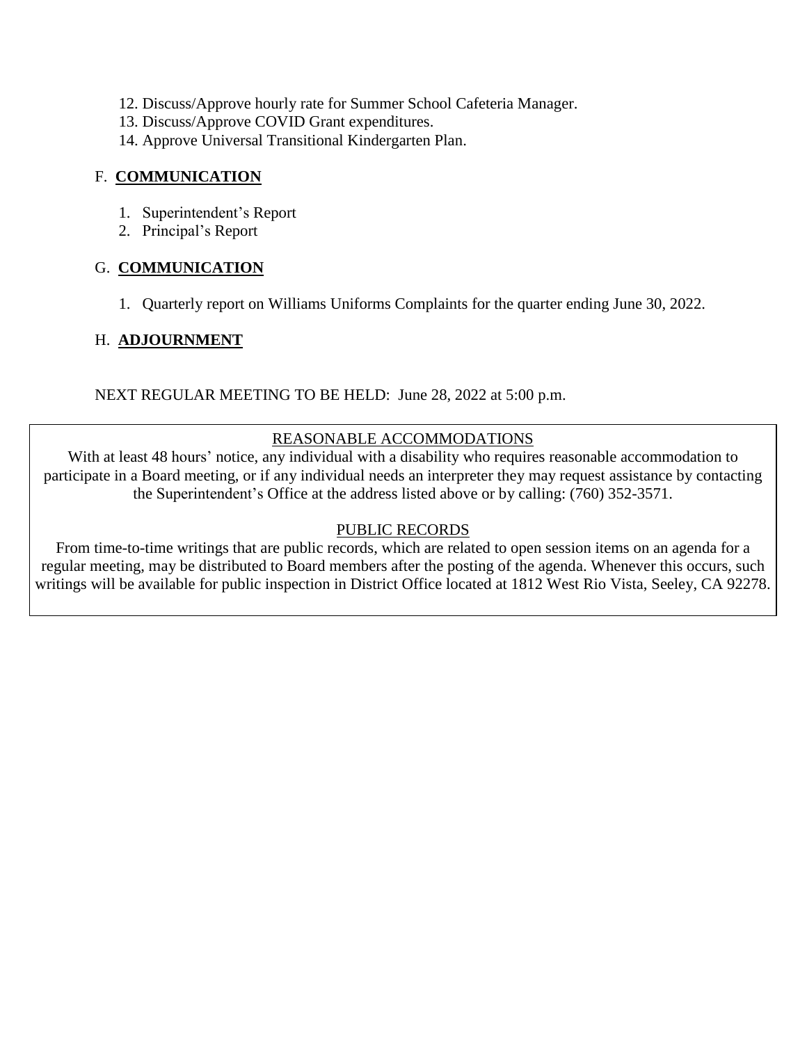12. Discuss/Approve hourly rate for Summer School Cafeteria Manager.
13. Discuss/Approve COVID Grant expenditures.
14. Approve Universal Transitional Kindergarten Plan.

## F. **COMMUNICATION**

1. Superintendent's Report
2. Principal's Report

## G. **COMMUNICATION**

1. Quarterly report on Williams Uniforms Complaints for the quarter ending June 30, 2022.

## H. **ADJOURNMENT**

NEXT REGULAR MEETING TO BE HELD: June 28, 2022 at 5:00 p.m.

REASONABLE ACCOMMODATIONS

With at least 48 hours' notice, any individual with a disability who requires reasonable accommodation to participate in a Board meeting, or if any individual needs an interpreter they may request assistance by contacting the Superintendent's Office at the address listed above or by calling: (760) 352-3571.

PUBLIC RECORDS

From time-to-time writings that are public records, which are related to open session items on an agenda for a regular meeting, may be distributed to Board members after the posting of the agenda. Whenever this occurs, such writings will be available for public inspection in District Office located at 1812 West Rio Vista, Seeley, CA 92278.